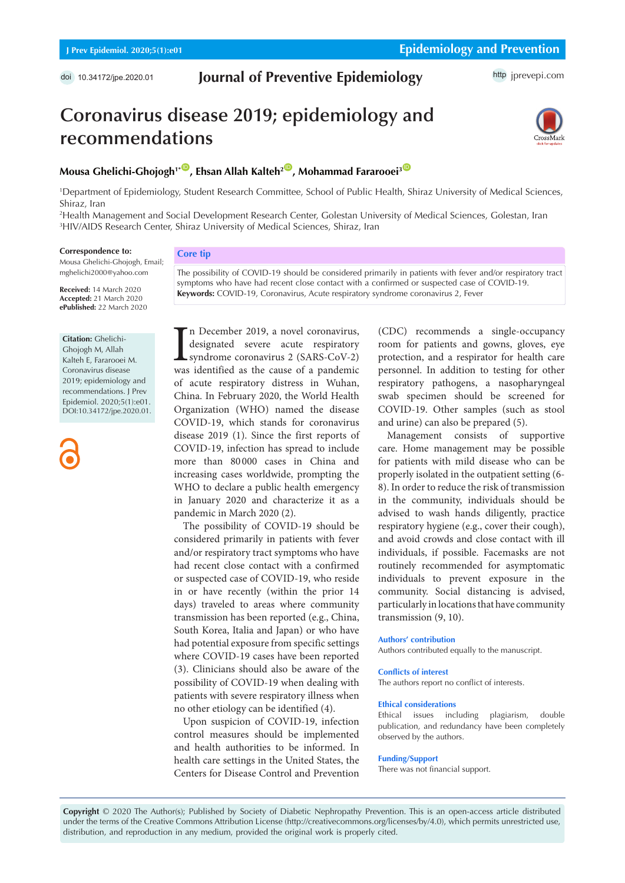doi 10.34172/jpe.2020.01

# Journal of Preventive Epidemiology

http jprevepi.com

# Coronavirus disease 2019; epidemiology and recommendations

**Mousa Ghelichi-Ghojogh[1*], Ehsan Allah Kalteh[2], Mohammad Fararooei[3]**

[1]Department of Epidemiology, Student Research Committee, School of Public Health, Shiraz University of Medical Sciences, Shiraz, Iran
[2]Health Management and Social Development Research Center, Golestan University of Medical Sciences, Golestan, Iran
[3]HIV/AIDS Research Center, Shiraz University of Medical Sciences, Shiraz, Iran

**Correspondence to:** Mousa Ghelichi-Ghojogh, Email; mghelichi2000@yahoo.com

**Received:** 14 March 2020
**Accepted:** 21 March 2020
**ePublished:** 22 March 2020

**Citation:** Ghelichi-Ghojogh M, Allah Kalteh E, Fararooei M. Coronavirus disease 2019; epidemiology and recommendations. J Prev Epidemiol. 2020;5(1):e01. DOI:10.34172/jpe.2020.01.

## Core tip

The possibility of COVID-19 should be considered primarily in patients with fever and/or respiratory tract symptoms who have had recent close contact with a confirmed or suspected case of COVID-19.

**Keywords:** COVID-19, Coronavirus, Acute respiratory syndrome coronavirus 2, Fever

In December 2019, a novel coronavirus, designated severe acute respiratory syndrome coronavirus 2 (SARS-CoV-2) was identified as the cause of a pandemic of acute respiratory distress in Wuhan, China. In February 2020, the World Health Organization (WHO) named the disease COVID-19, which stands for coronavirus disease 2019 (1). Since the first reports of COVID-19, infection has spread to include more than 80 000 cases in China and increasing cases worldwide, prompting the WHO to declare a public health emergency in January 2020 and characterize it as a pandemic in March 2020 (2).

The possibility of COVID-19 should be considered primarily in patients with fever and/or respiratory tract symptoms who have had recent close contact with a confirmed or suspected case of COVID-19, who reside in or have recently (within the prior 14 days) traveled to areas where community transmission has been reported (e.g., China, South Korea, Italia and Japan) or who have had potential exposure from specific settings where COVID-19 cases have been reported (3). Clinicians should also be aware of the possibility of COVID-19 when dealing with patients with severe respiratory illness when no other etiology can be identified (4).

Upon suspicion of COVID-19, infection control measures should be implemented and health authorities to be informed. In health care settings in the United States, the Centers for Disease Control and Prevention (CDC) recommends a single-occupancy room for patients and gowns, gloves, eye protection, and a respirator for health care personnel. In addition to testing for other respiratory pathogens, a nasopharyngeal swab specimen should be screened for COVID-19. Other samples (such as stool and urine) can also be prepared (5).

Management consists of supportive care. Home management may be possible for patients with mild disease who can be properly isolated in the outpatient setting (6-8). In order to reduce the risk of transmission in the community, individuals should be advised to wash hands diligently, practice respiratory hygiene (e.g., cover their cough), and avoid crowds and close contact with ill individuals, if possible. Facemasks are not routinely recommended for asymptomatic individuals to prevent exposure in the community. Social distancing is advised, particularly in locations that have community transmission (9, 10).

### Authors' contribution

Authors contributed equally to the manuscript.

### Conflicts of interest

The authors report no conflict of interests.

### Ethical considerations

Ethical issues including plagiarism, double publication, and redundancy have been completely observed by the authors.

### Funding/Support

There was not financial support.

**Copyright** © 2020 The Author(s); Published by Society of Diabetic Nephropathy Prevention. This is an open-access article distributed under the terms of the Creative Commons Attribution License (http://creativecommons.org/licenses/by/4.0), which permits unrestricted use, distribution, and reproduction in any medium, provided the original work is properly cited.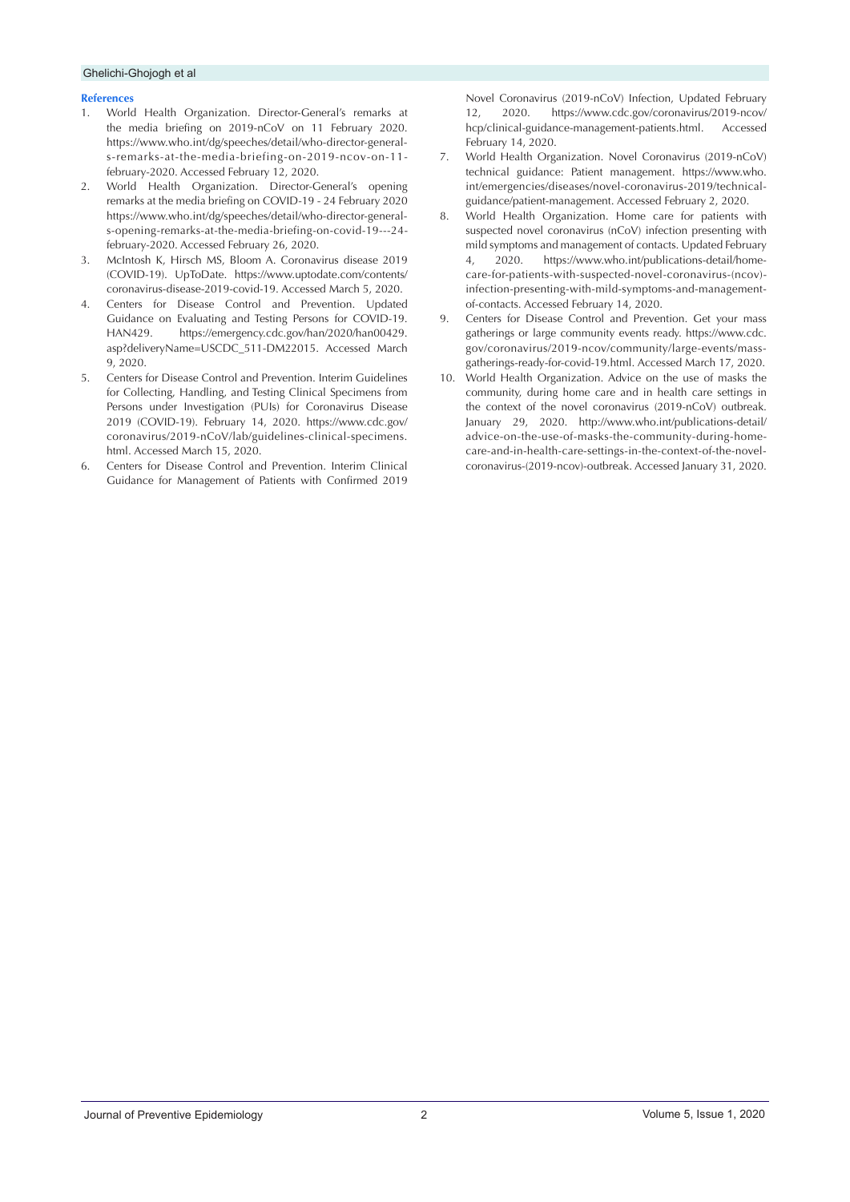## References

1. World Health Organization. Director-General's remarks at the media briefing on 2019-nCoV on 11 February 2020. https://www.who.int/dg/speeches/detail/who-director-general-s-remarks-at-the-media-briefing-on-2019-ncov-on-11-february-2020. Accessed February 12, 2020.
2. World Health Organization. Director-General's opening remarks at the media briefing on COVID-19 - 24 February 2020 https://www.who.int/dg/speeches/detail/who-director-general-s-opening-remarks-at-the-media-briefing-on-covid-19---24-february-2020. Accessed February 26, 2020.
3. McIntosh K, Hirsch MS, Bloom A. Coronavirus disease 2019 (COVID-19). UpToDate. https://www.uptodate.com/contents/coronavirus-disease-2019-covid-19. Accessed March 5, 2020.
4. Centers for Disease Control and Prevention. Updated Guidance on Evaluating and Testing Persons for COVID-19. HAN429. https://emergency.cdc.gov/han/2020/han00429.asp?deliveryName=USCDC_511-DM22015. Accessed March 9, 2020.
5. Centers for Disease Control and Prevention. Interim Guidelines for Collecting, Handling, and Testing Clinical Specimens from Persons under Investigation (PUIs) for Coronavirus Disease 2019 (COVID-19). February 14, 2020. https://www.cdc.gov/coronavirus/2019-nCoV/lab/guidelines-clinical-specimens.html. Accessed March 15, 2020.
6. Centers for Disease Control and Prevention. Interim Clinical Guidance for Management of Patients with Confirmed 2019 Novel Coronavirus (2019-nCoV) Infection, Updated February 12, 2020. https://www.cdc.gov/coronavirus/2019-ncov/hcp/clinical-guidance-management-patients.html. Accessed February 14, 2020.
7. World Health Organization. Novel Coronavirus (2019-nCoV) technical guidance: Patient management. https://www.who.int/emergencies/diseases/novel-coronavirus-2019/technical-guidance/patient-management. Accessed February 2, 2020.
8. World Health Organization. Home care for patients with suspected novel coronavirus (nCoV) infection presenting with mild symptoms and management of contacts. Updated February 4, 2020. https://www.who.int/publications-detail/home-care-for-patients-with-suspected-novel-coronavirus-(ncov)-infection-presenting-with-mild-symptoms-and-management-of-contacts. Accessed February 14, 2020.
9. Centers for Disease Control and Prevention. Get your mass gatherings or large community events ready. https://www.cdc.gov/coronavirus/2019-ncov/community/large-events/mass-gatherings-ready-for-covid-19.html. Accessed March 17, 2020.
10. World Health Organization. Advice on the use of masks the community, during home care and in health care settings in the context of the novel coronavirus (2019-nCoV) outbreak. January 29, 2020. http://www.who.int/publications-detail/advice-on-the-use-of-masks-the-community-during-home-care-and-in-health-care-settings-in-the-context-of-the-novel-coronavirus-(2019-ncov)-outbreak. Accessed January 31, 2020.